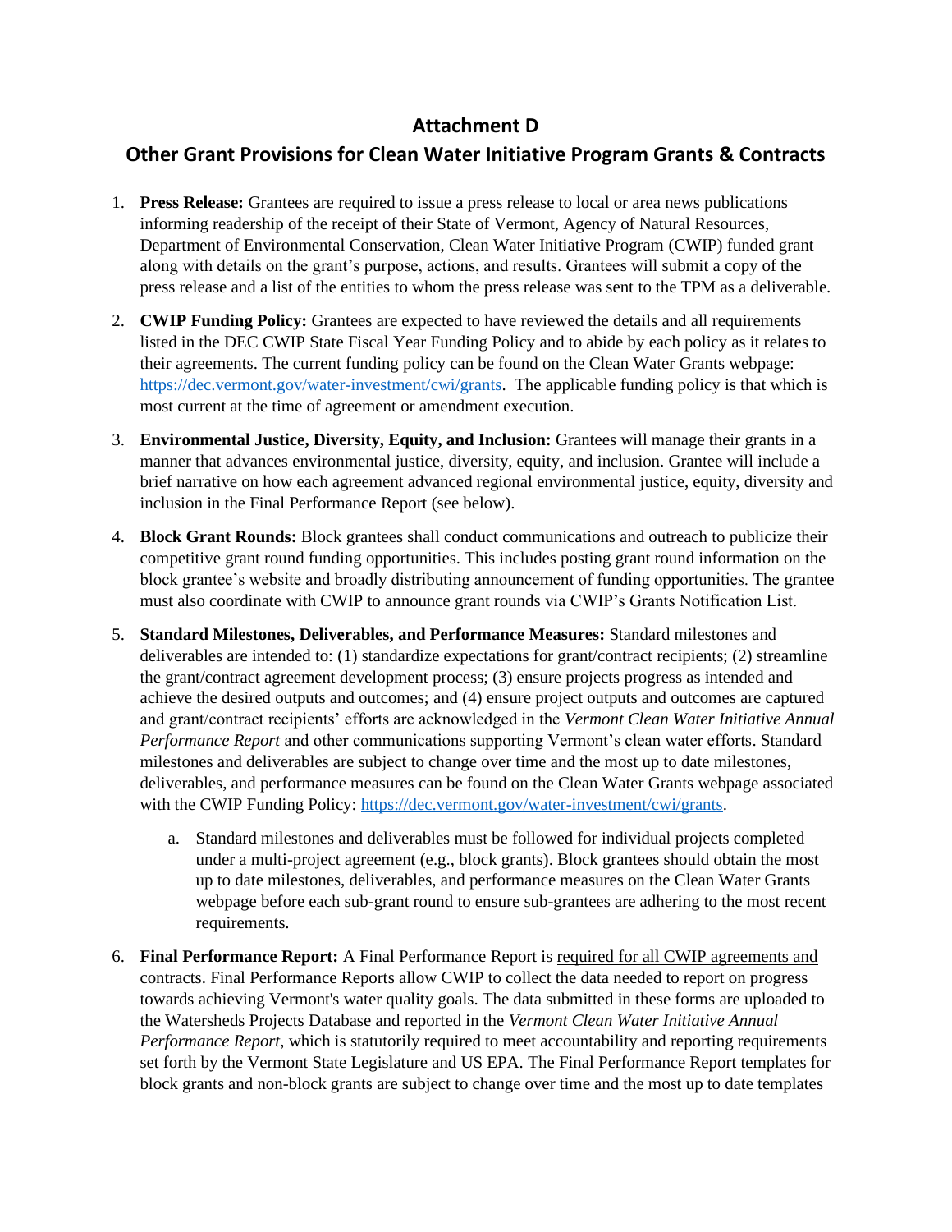# Attachment D

## Other Grant Provisions for Clean Water Initiative Program Grants & Contracts

1. **Press Release:** Grantees are required to issue a press release to local or area news publications informing readership of the receipt of their State of Vermont, Agency of Natural Resources, Department of Environmental Conservation, Clean Water Initiative Program (CWIP) funded grant along with details on the grant's purpose, actions, and results. Grantees will submit a copy of the press release and a list of the entities to whom the press release was sent to the TPM as a deliverable.

2. **CWIP Funding Policy:** Grantees are expected to have reviewed the details and all requirements listed in the DEC CWIP State Fiscal Year Funding Policy and to abide by each policy as it relates to their agreements. The current funding policy can be found on the Clean Water Grants webpage: https://dec.vermont.gov/water-investment/cwi/grants. The applicable funding policy is that which is most current at the time of agreement or amendment execution.

3. **Environmental Justice, Diversity, Equity, and Inclusion:** Grantees will manage their grants in a manner that advances environmental justice, diversity, equity, and inclusion. Grantee will include a brief narrative on how each agreement advanced regional environmental justice, equity, diversity and inclusion in the Final Performance Report (see below).

4. **Block Grant Rounds:** Block grantees shall conduct communications and outreach to publicize their competitive grant round funding opportunities. This includes posting grant round information on the block grantee's website and broadly distributing announcement of funding opportunities. The grantee must also coordinate with CWIP to announce grant rounds via CWIP's Grants Notification List.

5. **Standard Milestones, Deliverables, and Performance Measures:** Standard milestones and deliverables are intended to: (1) standardize expectations for grant/contract recipients; (2) streamline the grant/contract agreement development process; (3) ensure projects progress as intended and achieve the desired outputs and outcomes; and (4) ensure project outputs and outcomes are captured and grant/contract recipients' efforts are acknowledged in the *Vermont Clean Water Initiative Annual Performance Report* and other communications supporting Vermont's clean water efforts. Standard milestones and deliverables are subject to change over time and the most up to date milestones, deliverables, and performance measures can be found on the Clean Water Grants webpage associated with the CWIP Funding Policy: https://dec.vermont.gov/water-investment/cwi/grants.

   a. Standard milestones and deliverables must be followed for individual projects completed under a multi-project agreement (e.g., block grants). Block grantees should obtain the most up to date milestones, deliverables, and performance measures on the Clean Water Grants webpage before each sub-grant round to ensure sub-grantees are adhering to the most recent requirements.

6. **Final Performance Report:** A Final Performance Report is required for all CWIP agreements and contracts. Final Performance Reports allow CWIP to collect the data needed to report on progress towards achieving Vermont's water quality goals. The data submitted in these forms are uploaded to the Watersheds Projects Database and reported in the *Vermont Clean Water Initiative Annual Performance Report*, which is statutorily required to meet accountability and reporting requirements set forth by the Vermont State Legislature and US EPA. The Final Performance Report templates for block grants and non-block grants are subject to change over time and the most up to date templates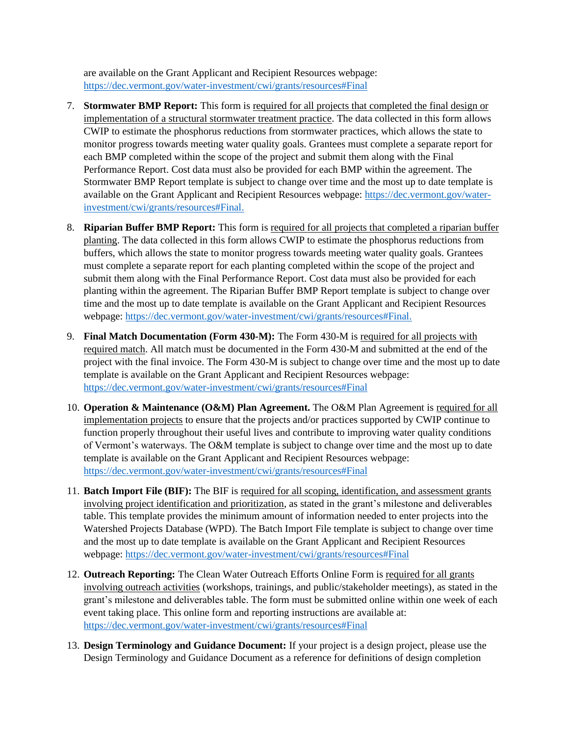are available on the Grant Applicant and Recipient Resources webpage: https://dec.vermont.gov/water-investment/cwi/grants/resources#Final

7. **Stormwater BMP Report:** This form is required for all projects that completed the final design or implementation of a structural stormwater treatment practice. The data collected in this form allows CWIP to estimate the phosphorus reductions from stormwater practices, which allows the state to monitor progress towards meeting water quality goals. Grantees must complete a separate report for each BMP completed within the scope of the project and submit them along with the Final Performance Report. Cost data must also be provided for each BMP within the agreement. The Stormwater BMP Report template is subject to change over time and the most up to date template is available on the Grant Applicant and Recipient Resources webpage: https://dec.vermont.gov/water-investment/cwi/grants/resources#Final.

8. **Riparian Buffer BMP Report:** This form is required for all projects that completed a riparian buffer planting. The data collected in this form allows CWIP to estimate the phosphorus reductions from buffers, which allows the state to monitor progress towards meeting water quality goals. Grantees must complete a separate report for each planting completed within the scope of the project and submit them along with the Final Performance Report. Cost data must also be provided for each planting within the agreement. The Riparian Buffer BMP Report template is subject to change over time and the most up to date template is available on the Grant Applicant and Recipient Resources webpage: https://dec.vermont.gov/water-investment/cwi/grants/resources#Final.

9. **Final Match Documentation (Form 430-M):** The Form 430-M is required for all projects with required match. All match must be documented in the Form 430-M and submitted at the end of the project with the final invoice. The Form 430-M is subject to change over time and the most up to date template is available on the Grant Applicant and Recipient Resources webpage: https://dec.vermont.gov/water-investment/cwi/grants/resources#Final

10. **Operation & Maintenance (O&M) Plan Agreement.** The O&M Plan Agreement is required for all implementation projects to ensure that the projects and/or practices supported by CWIP continue to function properly throughout their useful lives and contribute to improving water quality conditions of Vermont's waterways. The O&M template is subject to change over time and the most up to date template is available on the Grant Applicant and Recipient Resources webpage: https://dec.vermont.gov/water-investment/cwi/grants/resources#Final

11. **Batch Import File (BIF):** The BIF is required for all scoping, identification, and assessment grants involving project identification and prioritization, as stated in the grant's milestone and deliverables table. This template provides the minimum amount of information needed to enter projects into the Watershed Projects Database (WPD). The Batch Import File template is subject to change over time and the most up to date template is available on the Grant Applicant and Recipient Resources webpage: https://dec.vermont.gov/water-investment/cwi/grants/resources#Final

12. **Outreach Reporting:** The Clean Water Outreach Efforts Online Form is required for all grants involving outreach activities (workshops, trainings, and public/stakeholder meetings), as stated in the grant's milestone and deliverables table. The form must be submitted online within one week of each event taking place. This online form and reporting instructions are available at: https://dec.vermont.gov/water-investment/cwi/grants/resources#Final

13. **Design Terminology and Guidance Document:** If your project is a design project, please use the Design Terminology and Guidance Document as a reference for definitions of design completion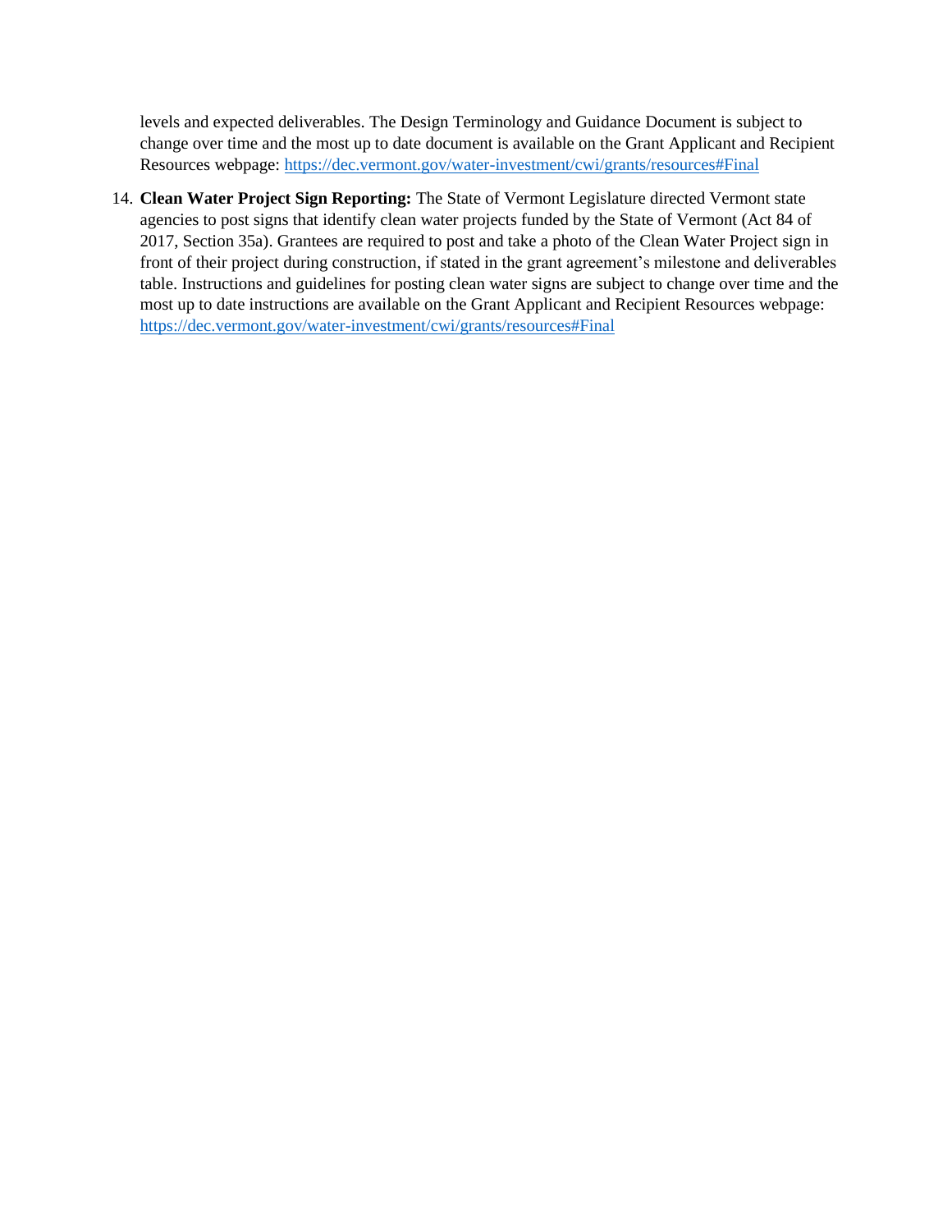levels and expected deliverables. The Design Terminology and Guidance Document is subject to change over time and the most up to date document is available on the Grant Applicant and Recipient Resources webpage: https://dec.vermont.gov/water-investment/cwi/grants/resources#Final

14. **Clean Water Project Sign Reporting:** The State of Vermont Legislature directed Vermont state agencies to post signs that identify clean water projects funded by the State of Vermont (Act 84 of 2017, Section 35a). Grantees are required to post and take a photo of the Clean Water Project sign in front of their project during construction, if stated in the grant agreement's milestone and deliverables table. Instructions and guidelines for posting clean water signs are subject to change over time and the most up to date instructions are available on the Grant Applicant and Recipient Resources webpage: https://dec.vermont.gov/water-investment/cwi/grants/resources#Final